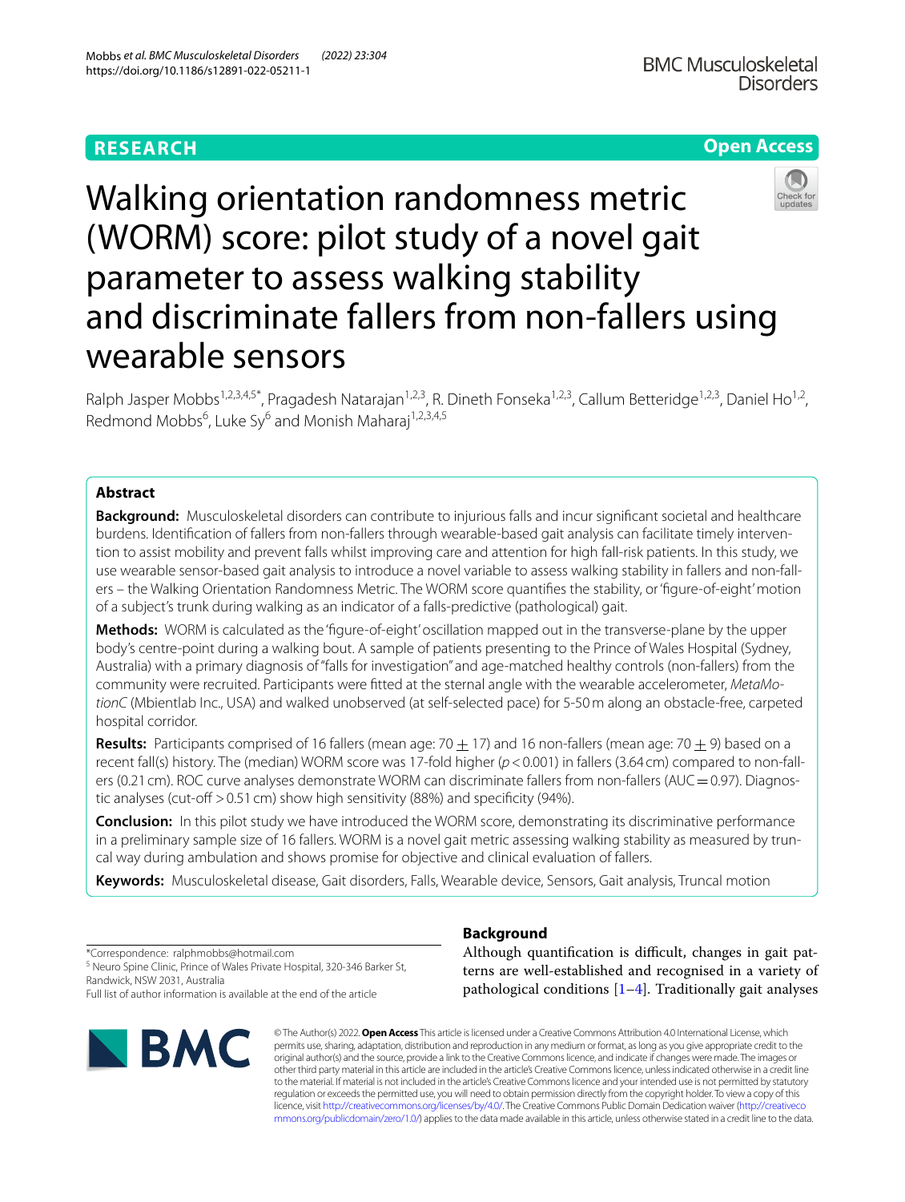RESEARCH

Open Access

# Walking orientation randomness metric (WORM) score: pilot study of a novel gait parameter to assess walking stability and discriminate fallers from non-fallers using wearable sensors

Ralph Jasper Mobbs[1,2,3,4,5*], Pragadesh Natarajan[1,2,3], R. Dineth Fonseka[1,2,3], Callum Betteridge[1,2,3], Daniel Ho[1,2], Redmond Mobbs[6], Luke Sy[6] and Monish Maharaj[1,2,3,4,5]

## Abstract

**Background:** Musculoskeletal disorders can contribute to injurious falls and incur significant societal and healthcare burdens. Identification of fallers from non-fallers through wearable-based gait analysis can facilitate timely intervention to assist mobility and prevent falls whilst improving care and attention for high fall-risk patients. In this study, we use wearable sensor-based gait analysis to introduce a novel variable to assess walking stability in fallers and non-fallers – the Walking Orientation Randomness Metric. The WORM score quantifies the stability, or 'figure-of-eight' motion of a subject's trunk during walking as an indicator of a falls-predictive (pathological) gait.

**Methods:** WORM is calculated as the 'figure-of-eight' oscillation mapped out in the transverse-plane by the upper body's centre-point during a walking bout. A sample of patients presenting to the Prince of Wales Hospital (Sydney, Australia) with a primary diagnosis of "falls for investigation" and age-matched healthy controls (non-fallers) from the community were recruited. Participants were fitted at the sternal angle with the wearable accelerometer, *MetaMotionC* (Mbientlab Inc., USA) and walked unobserved (at self-selected pace) for 5-50 m along an obstacle-free, carpeted hospital corridor.

**Results:** Participants comprised of 16 fallers (mean age: $70 \pm 17$) and 16 non-fallers (mean age: $70 \pm 9$) based on a recent fall(s) history. The (median) WORM score was 17-fold higher ($p < 0.001$) in fallers (3.64 cm) compared to non-fallers (0.21 cm). ROC curve analyses demonstrate WORM can discriminate fallers from non-fallers (AUC = 0.97). Diagnostic analyses (cut-off > 0.51 cm) show high sensitivity (88%) and specificity (94%).

**Conclusion:** In this pilot study we have introduced the WORM score, demonstrating its discriminative performance in a preliminary sample size of 16 fallers. WORM is a novel gait metric assessing walking stability as measured by truncal way during ambulation and shows promise for objective and clinical evaluation of fallers.

**Keywords:** Musculoskeletal disease, Gait disorders, Falls, Wearable device, Sensors, Gait analysis, Truncal motion

*Correspondence: ralphmobbs@hotmail.com
[5] Neuro Spine Clinic, Prince of Wales Private Hospital, 320-346 Barker St, Randwick, NSW 2031, Australia
Full list of author information is available at the end of the article

## Background

Although quantification is difficult, changes in gait patterns are well-established and recognised in a variety of pathological conditions [1–4]. Traditionally gait analyses

© The Author(s) 2022. **Open Access** This article is licensed under a Creative Commons Attribution 4.0 International License, which permits use, sharing, adaptation, distribution and reproduction in any medium or format, as long as you give appropriate credit to the original author(s) and the source, provide a link to the Creative Commons licence, and indicate if changes were made. The images or other third party material in this article are included in the article's Creative Commons licence, unless indicated otherwise in a credit line to the material. If material is not included in the article's Creative Commons licence and your intended use is not permitted by statutory regulation or exceeds the permitted use, you will need to obtain permission directly from the copyright holder. To view a copy of this licence, visit http://creativecommons.org/licenses/by/4.0/. The Creative Commons Public Domain Dedication waiver (http://creativecommons.org/publicdomain/zero/1.0/) applies to the data made available in this article, unless otherwise stated in a credit line to the data.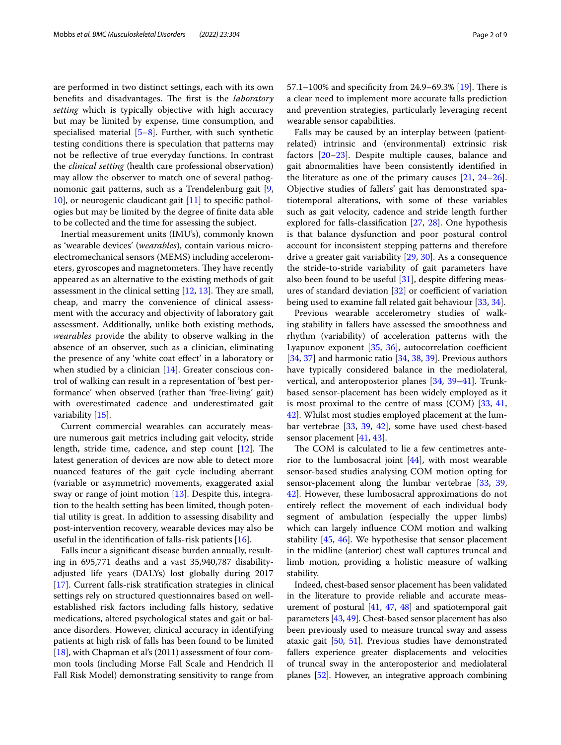are performed in two distinct settings, each with its own benefits and disadvantages. The first is the *laboratory setting* which is typically objective with high accuracy but may be limited by expense, time consumption, and specialised material [5–8]. Further, with such synthetic testing conditions there is speculation that patterns may not be reflective of true everyday functions. In contrast the *clinical setting* (health care professional observation) may allow the observer to match one of several pathognomonic gait patterns, such as a Trendelenburg gait [9, 10], or neurogenic claudicant gait [11] to specific pathologies but may be limited by the degree of finite data able to be collected and the time for assessing the subject.

Inertial measurement units (IMU's), commonly known as 'wearable devices' (*wearables*), contain various micro-electromechanical sensors (MEMS) including accelerometers, gyroscopes and magnetometers. They have recently appeared as an alternative to the existing methods of gait assessment in the clinical setting [12, 13]. They are small, cheap, and marry the convenience of clinical assessment with the accuracy and objectivity of laboratory gait assessment. Additionally, unlike both existing methods, *wearables* provide the ability to observe walking in the absence of an observer, such as a clinician, eliminating the presence of any 'white coat effect' in a laboratory or when studied by a clinician [14]. Greater conscious control of walking can result in a representation of 'best performance' when observed (rather than 'free-living' gait) with overestimated cadence and underestimated gait variability [15].

Current commercial wearables can accurately measure numerous gait metrics including gait velocity, stride length, stride time, cadence, and step count [12]. The latest generation of devices are now able to detect more nuanced features of the gait cycle including aberrant (variable or asymmetric) movements, exaggerated axial sway or range of joint motion [13]. Despite this, integration to the health setting has been limited, though potential utility is great. In addition to assessing disability and post-intervention recovery, wearable devices may also be useful in the identification of falls-risk patients [16].

Falls incur a significant disease burden annually, resulting in 695,771 deaths and a vast 35,940,787 disability-adjusted life years (DALYs) lost globally during 2017 [17]. Current falls-risk stratification strategies in clinical settings rely on structured questionnaires based on well-established risk factors including falls history, sedative medications, altered psychological states and gait or balance disorders. However, clinical accuracy in identifying patients at high risk of falls has been found to be limited [18], with Chapman et al's (2011) assessment of four common tools (including Morse Fall Scale and Hendrich II Fall Risk Model) demonstrating sensitivity to range from 57.1–100% and specificity from 24.9–69.3% [19]. There is a clear need to implement more accurate falls prediction and prevention strategies, particularly leveraging recent wearable sensor capabilities.

Falls may be caused by an interplay between (patient-related) intrinsic and (environmental) extrinsic risk factors [20–23]. Despite multiple causes, balance and gait abnormalities have been consistently identified in the literature as one of the primary causes [21, 24–26]. Objective studies of fallers' gait has demonstrated spatiotemporal alterations, with some of these variables such as gait velocity, cadence and stride length further explored for falls-classification [27, 28]. One hypothesis is that balance dysfunction and poor postural control account for inconsistent stepping patterns and therefore drive a greater gait variability [29, 30]. As a consequence the stride-to-stride variability of gait parameters have also been found to be useful [31], despite differing measures of standard deviation [32] or coefficient of variation being used to examine fall related gait behaviour [33, 34].

Previous wearable accelerometry studies of walking stability in fallers have assessed the smoothness and rhythm (variability) of acceleration patterns with the Lyapunov exponent [35, 36], autocorrelation coefficient [34, 37] and harmonic ratio [34, 38, 39]. Previous authors have typically considered balance in the mediolateral, vertical, and anteroposterior planes [34, 39–41]. Trunk-based sensor-placement has been widely employed as it is most proximal to the centre of mass (COM) [33, 41, 42]. Whilst most studies employed placement at the lumbar vertebrae [33, 39, 42], some have used chest-based sensor placement [41, 43].

The COM is calculated to lie a few centimetres anterior to the lumbosacral joint [44], with most wearable sensor-based studies analysing COM motion opting for sensor-placement along the lumbar vertebrae [33, 39, 42]. However, these lumbosacral approximations do not entirely reflect the movement of each individual body segment of ambulation (especially the upper limbs) which can largely influence COM motion and walking stability [45, 46]. We hypothesise that sensor placement in the midline (anterior) chest wall captures truncal and limb motion, providing a holistic measure of walking stability.

Indeed, chest-based sensor placement has been validated in the literature to provide reliable and accurate measurement of postural [41, 47, 48] and spatiotemporal gait parameters [43, 49]. Chest-based sensor placement has also been previously used to measure truncal sway and assess ataxic gait [50, 51]. Previous studies have demonstrated fallers experience greater displacements and velocities of truncal sway in the anteroposterior and mediolateral planes [52]. However, an integrative approach combining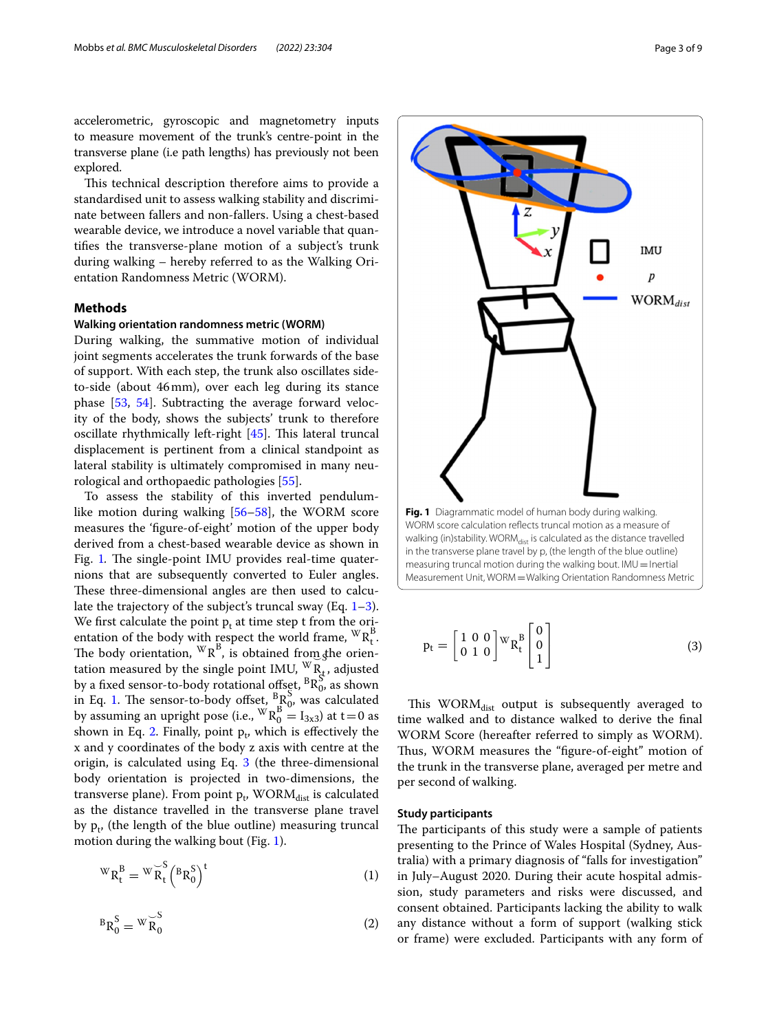accelerometric, gyroscopic and magnetometry inputs to measure movement of the trunk's centre-point in the transverse plane (i.e path lengths) has previously not been explored.

This technical description therefore aims to provide a standardised unit to assess walking stability and discriminate between fallers and non-fallers. Using a chest-based wearable device, we introduce a novel variable that quantifies the transverse-plane motion of a subject's trunk during walking – hereby referred to as the Walking Orientation Randomness Metric (WORM).

## Methods

### Walking orientation randomness metric (WORM)

During walking, the summative motion of individual joint segments accelerates the trunk forwards of the base of support. With each step, the trunk also oscillates side-to-side (about 46 mm), over each leg during its stance phase [53, 54]. Subtracting the average forward velocity of the body, shows the subjects' trunk to therefore oscillate rhythmically left-right [45]. This lateral truncal displacement is pertinent from a clinical standpoint as lateral stability is ultimately compromised in many neurological and orthopaedic pathologies [55].

To assess the stability of this inverted pendulum-like motion during walking [56–58], the WORM score measures the 'figure-of-eight' motion of the upper body derived from a chest-based wearable device as shown in Fig. 1. The single-point IMU provides real-time quaternions that are subsequently converted to Euler angles. These three-dimensional angles are then used to calculate the trajectory of the subject's truncal sway (Eq. 1–3). We first calculate the point $p_t$ at time step t from the orientation of the body with respect the world frame, ${}^{W}R_t^{B}$. The body orientation, ${}^{W}R^{B}$, is obtained from the orientation measured by the single point IMU, ${}^{W}\breve{R}_t^{S}$, adjusted by a fixed sensor-to-body rotational offset, ${}^{B}R_0^{S}$, as shown in Eq. 1. The sensor-to-body offset, ${}^{B}R_0^{S}$, was calculated by assuming an upright pose (i.e., ${}^{W}R_0^{B} = I_{3x3}$) at t = 0 as shown in Eq. 2. Finally, point $p_t$, which is effectively the x and y coordinates of the body z axis with centre at the origin, is calculated using Eq. 3 (the three-dimensional body orientation is projected in two-dimensions, the transverse plane). From point $p_t$, $WORM_{dist}$ is calculated as the distance travelled in the transverse plane travel by $p_t$, (the length of the blue outline) measuring truncal motion during the walking bout (Fig. 1).

$$ {}^{W}R_t^{B} = {}^{W}\breve{R}_t^{S} \left({}^{B}R_0^{S}\right)^t \tag{1} $$

$$ {}^{B}R_0^{S} = {}^{W}\breve{R}_0^{S} \tag{2} $$

Fig. 1 Diagrammatic model of human body during walking. WORM score calculation reflects truncal motion as a measure of walking (in)stability. $WORM_{dist}$ is calculated as the distance travelled in the transverse plane travel by p, (the length of the blue outline) measuring truncal motion during the walking bout. IMU = Inertial Measurement Unit, WORM = Walking Orientation Randomness Metric

$$ p_t = \begin{bmatrix} 1 & 0 & 0 \\ 0 & 1 & 0 \end{bmatrix} {}^{W}R_t^{B} \begin{bmatrix} 0 \\ 0 \\ 1 \end{bmatrix} \tag{3} $$

This $WORM_{dist}$ output is subsequently averaged to time walked and to distance walked to derive the final WORM Score (hereafter referred to simply as WORM). Thus, WORM measures the "figure-of-eight" motion of the trunk in the transverse plane, averaged per metre and per second of walking.

### Study participants

The participants of this study were a sample of patients presenting to the Prince of Wales Hospital (Sydney, Australia) with a primary diagnosis of "falls for investigation" in July–August 2020. During their acute hospital admission, study parameters and risks were discussed, and consent obtained. Participants lacking the ability to walk any distance without a form of support (walking stick or frame) were excluded. Participants with any form of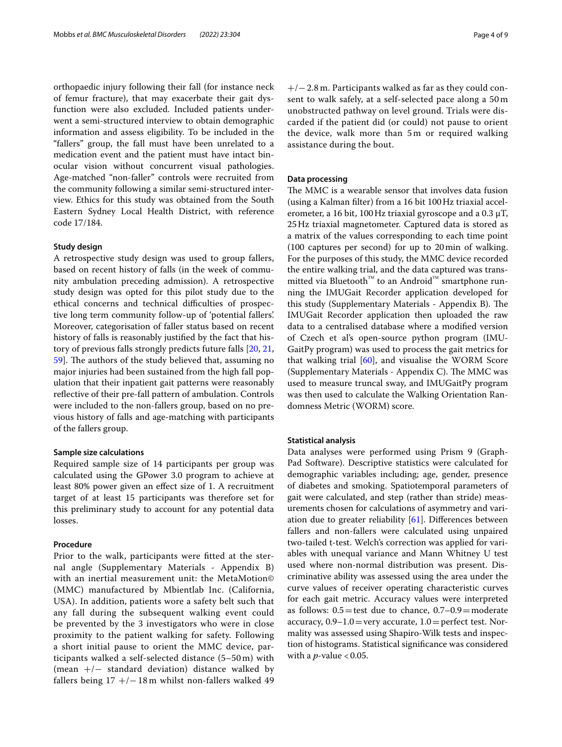orthopaedic injury following their fall (for instance neck of femur fracture), that may exacerbate their gait dysfunction were also excluded. Included patients underwent a semi-structured interview to obtain demographic information and assess eligibility. To be included in the "fallers" group, the fall must have been unrelated to a medication event and the patient must have intact binocular vision without concurrent visual pathologies. Age-matched "non-faller" controls were recruited from the community following a similar semi-structured interview. Ethics for this study was obtained from the South Eastern Sydney Local Health District, with reference code 17/184.

### Study design

A retrospective study design was used to group fallers, based on recent history of falls (in the week of community ambulation preceding admission). A retrospective study design was opted for this pilot study due to the ethical concerns and technical difficulties of prospective long term community follow-up of 'potential fallers'. Moreover, categorisation of faller status based on recent history of falls is reasonably justified by the fact that history of previous falls strongly predicts future falls [20, 21, 59]. The authors of the study believed that, assuming no major injuries had been sustained from the high fall population that their inpatient gait patterns were reasonably reflective of their pre-fall pattern of ambulation. Controls were included to the non-fallers group, based on no previous history of falls and age-matching with participants of the fallers group.

### Sample size calculations

Required sample size of 14 participants per group was calculated using the GPower 3.0 program to achieve at least 80% power given an effect size of 1. A recruitment target of at least 15 participants was therefore set for this preliminary study to account for any potential data losses.

### Procedure

Prior to the walk, participants were fitted at the sternal angle (Supplementary Materials - Appendix B) with an inertial measurement unit: the MetaMotion© (MMC) manufactured by Mbientlab Inc. (California, USA). In addition, patients wore a safety belt such that any fall during the subsequent walking event could be prevented by the 3 investigators who were in close proximity to the patient walking for safety. Following a short initial pause to orient the MMC device, participants walked a self-selected distance (5–50 m) with (mean +/− standard deviation) distance walked by fallers being 17 +/− 18 m whilst non-fallers walked 49 +/− 2.8 m. Participants walked as far as they could consent to walk safely, at a self-selected pace along a 50 m unobstructed pathway on level ground. Trials were discarded if the patient did (or could) not pause to orient the device, walk more than 5 m or required walking assistance during the bout.

### Data processing

The MMC is a wearable sensor that involves data fusion (using a Kalman filter) from a 16 bit 100 Hz triaxial accelerometer, a 16 bit, 100 Hz triaxial gyroscope and a 0.3 μT, 25 Hz triaxial magnetometer. Captured data is stored as a matrix of the values corresponding to each time point (100 captures per second) for up to 20 min of walking. For the purposes of this study, the MMC device recorded the entire walking trial, and the data captured was transmitted via Bluetooth™ to an Android™ smartphone running the IMUGait Recorder application developed for this study (Supplementary Materials - Appendix B). The IMUGait Recorder application then uploaded the raw data to a centralised database where a modified version of Czech et al's open-source python program (IMUGaitPy program) was used to process the gait metrics for that walking trial [60], and visualise the WORM Score (Supplementary Materials - Appendix C). The MMC was used to measure truncal sway, and IMUGaitPy program was then used to calculate the Walking Orientation Randomness Metric (WORM) score.

### Statistical analysis

Data analyses were performed using Prism 9 (GraphPad Software). Descriptive statistics were calculated for demographic variables including; age, gender, presence of diabetes and smoking. Spatiotemporal parameters of gait were calculated, and step (rather than stride) measurements chosen for calculations of asymmetry and variation due to greater reliability [61]. Differences between fallers and non-fallers were calculated using unpaired two-tailed t-test. Welch's correction was applied for variables with unequal variance and Mann Whitney U test used where non-normal distribution was present. Discriminative ability was assessed using the area under the curve values of receiver operating characteristic curves for each gait metric. Accuracy values were interpreted as follows: 0.5 = test due to chance, 0.7–0.9 = moderate accuracy, 0.9–1.0 = very accurate, 1.0 = perfect test. Normality was assessed using Shapiro-Wilk tests and inspection of histograms. Statistical significance was considered with a *p*-value < 0.05.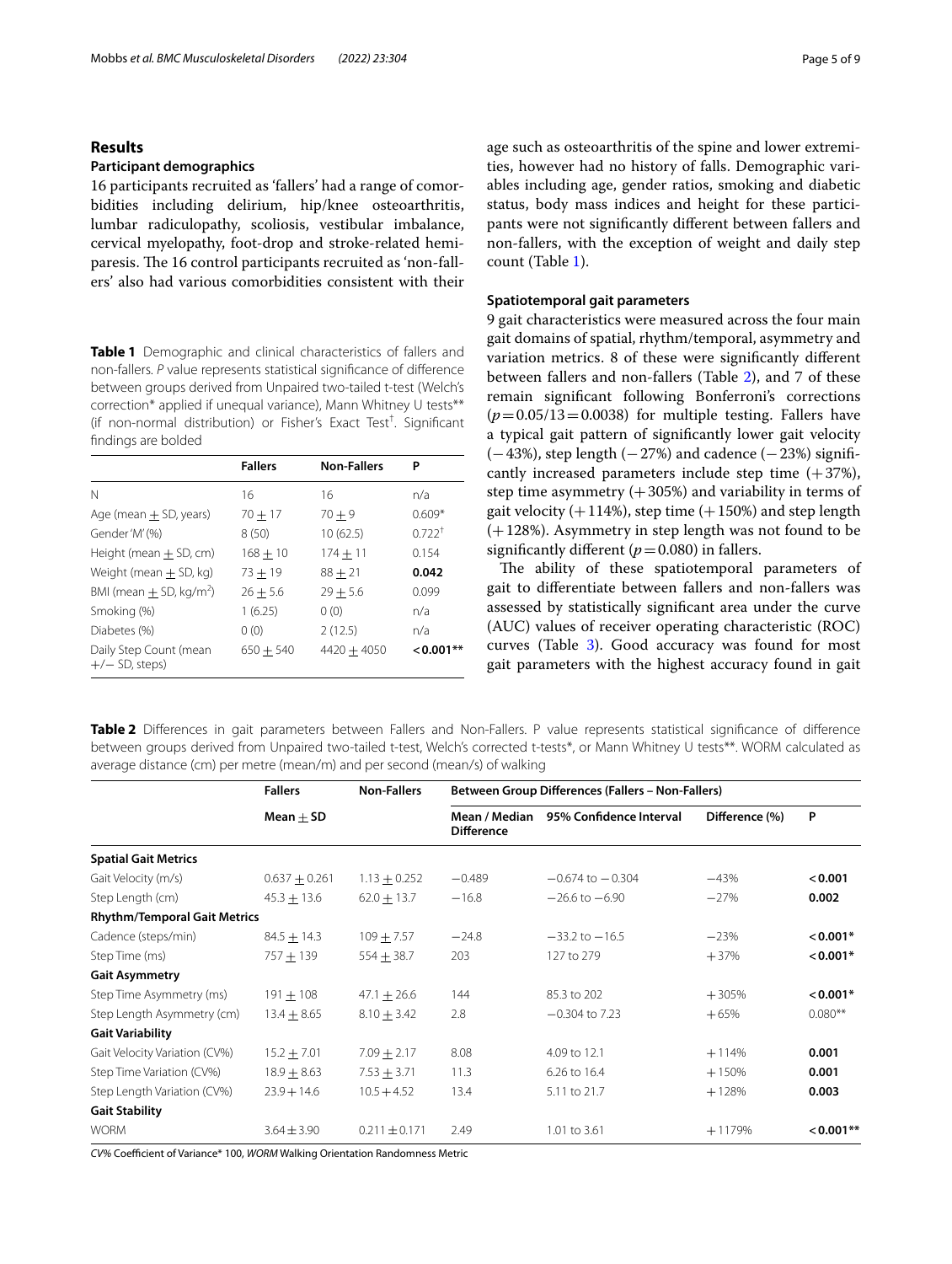## Results

### Participant demographics

16 participants recruited as 'fallers' had a range of comorbidities including delirium, hip/knee osteoarthritis, lumbar radiculopathy, scoliosis, vestibular imbalance, cervical myelopathy, foot-drop and stroke-related hemiparesis. The 16 control participants recruited as 'non-fallers' also had various comorbidities consistent with their age such as osteoarthritis of the spine and lower extremities, however had no history of falls. Demographic variables including age, gender ratios, smoking and diabetic status, body mass indices and height for these participants were not significantly different between fallers and non-fallers, with the exception of weight and daily step count (Table 1).

**Table 1** Demographic and clinical characteristics of fallers and non-fallers. *P* value represents statistical significance of difference between groups derived from Unpaired two-tailed t-test (Welch's correction* applied if unequal variance), Mann Whitney U tests** (if non-normal distribution) or Fisher's Exact Test†. Significant findings are bolded

| | Fallers | Non-Fallers | P |
|---|---|---|---|
| N | 16 | 16 | n/a |
| Age (mean ± SD, years) | 70 ± 17 | 70 ± 9 | 0.609* |
| Gender 'M' (%) | 8 (50) | 10 (62.5) | 0.722† |
| Height (mean ± SD, cm) | 168 ± 10 | 174 ± 11 | 0.154 |
| Weight (mean ± SD, kg) | 73 ± 19 | 88 ± 21 | **0.042** |
| BMI (mean ± SD, kg/m$^2$) | 26 ± 5.6 | 29 ± 5.6 | 0.099 |
| Smoking (%) | 1 (6.25) | 0 (0) | n/a |
| Diabetes (%) | 0 (0) | 2 (12.5) | n/a |
| Daily Step Count (mean +/− SD, steps) | 650 ± 540 | 4420 ± 4050 | **< 0.001**** |

### Spatiotemporal gait parameters

9 gait characteristics were measured across the four main gait domains of spatial, rhythm/temporal, asymmetry and variation metrics. 8 of these were significantly different between fallers and non-fallers (Table 2), and 7 of these remain significant following Bonferroni's corrections ($p = 0.05/13 = 0.0038$) for multiple testing. Fallers have a typical gait pattern of significantly lower gait velocity (−43%), step length (−27%) and cadence (−23%) significantly increased parameters include step time (+37%), step time asymmetry (+305%) and variability in terms of gait velocity (+114%), step time (+150%) and step length (+128%). Asymmetry in step length was not found to be significantly different ($p = 0.080$) in fallers.

The ability of these spatiotemporal parameters of gait to differentiate between fallers and non-fallers was assessed by statistically significant area under the curve (AUC) values of receiver operating characteristic (ROC) curves (Table 3). Good accuracy was found for most gait parameters with the highest accuracy found in gait

**Table 2** Differences in gait parameters between Fallers and Non-Fallers. P value represents statistical significance of difference between groups derived from Unpaired two-tailed t-test, Welch's corrected t-tests*, or Mann Whitney U tests**. WORM calculated as average distance (cm) per metre (mean/m) and per second (mean/s) of walking

| | Fallers | Non-Fallers | Between Group Differences (Fallers – Non-Fallers) | | | |
|---|---|---|---|---|---|---|
| | Mean ± SD | | Mean / Median Difference | 95% Confidence Interval | Difference (%) | P |
| **Spatial Gait Metrics** | | | | | | |
| Gait Velocity (m/s) | 0.637 ± 0.261 | 1.13 ± 0.252 | −0.489 | −0.674 to −0.304 | −43% | **< 0.001** |
| Step Length (cm) | 45.3 ± 13.6 | 62.0 ± 13.7 | −16.8 | −26.6 to −6.90 | −27% | **0.002** |
| **Rhythm/Temporal Gait Metrics** | | | | | | |
| Cadence (steps/min) | 84.5 ± 14.3 | 109 ± 7.57 | −24.8 | −33.2 to −16.5 | −23% | **< 0.001*** |
| Step Time (ms) | 757 ± 139 | 554 ± 38.7 | 203 | 127 to 279 | +37% | **< 0.001*** |
| **Gait Asymmetry** | | | | | | |
| Step Time Asymmetry (ms) | 191 ± 108 | 47.1 ± 26.6 | 144 | 85.3 to 202 | +305% | **< 0.001*** |
| Step Length Asymmetry (cm) | 13.4 ± 8.65 | 8.10 ± 3.42 | 2.8 | −0.304 to 7.23 | +65% | 0.080** |
| **Gait Variability** | | | | | | |
| Gait Velocity Variation (CV%) | 15.2 ± 7.01 | 7.09 ± 2.17 | 8.08 | 4.09 to 12.1 | +114% | **0.001** |
| Step Time Variation (CV%) | 18.9 ± 8.63 | 7.53 ± 3.71 | 11.3 | 6.26 to 16.4 | +150% | **0.001** |
| Step Length Variation (CV%) | 23.9 + 14.6 | 10.5 + 4.52 | 13.4 | 5.11 to 21.7 | +128% | **0.003** |
| **Gait Stability** | | | | | | |
| WORM | 3.64 ± 3.90 | 0.211 ± 0.171 | 2.49 | 1.01 to 3.61 | +1179% | **< 0.001**** |

*CV%* Coefficient of Variance* 100, *WORM* Walking Orientation Randomness Metric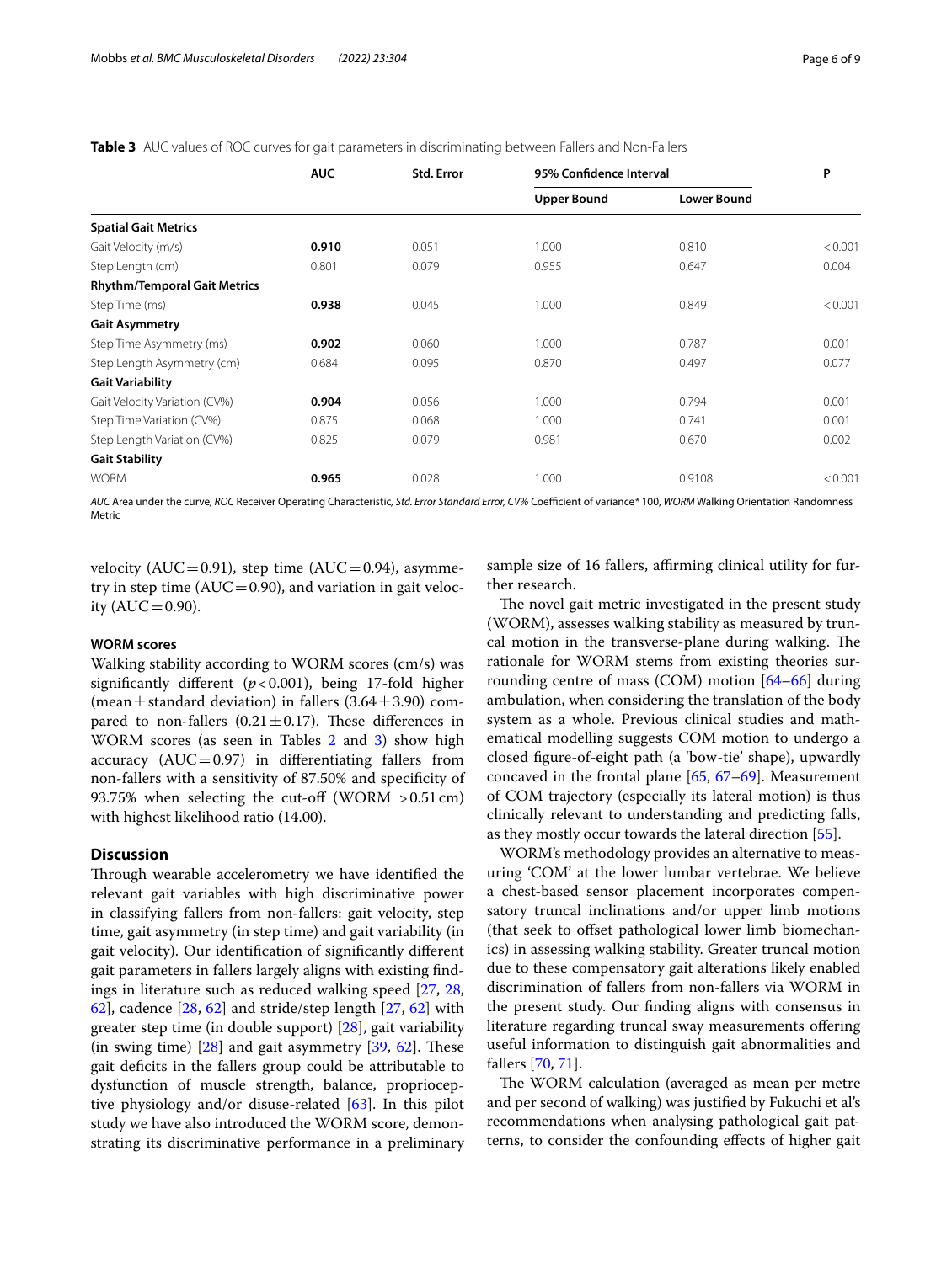**Table 3** AUC values of ROC curves for gait parameters in discriminating between Fallers and Non-Fallers

| | AUC | Std. Error | 95% Confidence Interval | | P |
|---|---|---|---|---|---|
| | | | Upper Bound | Lower Bound | |
| **Spatial Gait Metrics** | | | | | |
| Gait Velocity (m/s) | **0.910** | 0.051 | 1.000 | 0.810 | < 0.001 |
| Step Length (cm) | 0.801 | 0.079 | 0.955 | 0.647 | 0.004 |
| **Rhythm/Temporal Gait Metrics** | | | | | |
| Step Time (ms) | **0.938** | 0.045 | 1.000 | 0.849 | < 0.001 |
| **Gait Asymmetry** | | | | | |
| Step Time Asymmetry (ms) | **0.902** | 0.060 | 1.000 | 0.787 | 0.001 |
| Step Length Asymmetry (cm) | 0.684 | 0.095 | 0.870 | 0.497 | 0.077 |
| **Gait Variability** | | | | | |
| Gait Velocity Variation (CV%) | **0.904** | 0.056 | 1.000 | 0.794 | 0.001 |
| Step Time Variation (CV%) | 0.875 | 0.068 | 1.000 | 0.741 | 0.001 |
| Step Length Variation (CV%) | 0.825 | 0.079 | 0.981 | 0.670 | 0.002 |
| **Gait Stability** | | | | | |
| WORM | **0.965** | 0.028 | 1.000 | 0.9108 | < 0.001 |

*AUC* Area under the curve, *ROC* Receiver Operating Characteristic, *Std. Error Standard Error, CV%* Coefficient of variance* 100, *WORM* Walking Orientation Randomness Metric

velocity (AUC = 0.91), step time (AUC = 0.94), asymmetry in step time (AUC = 0.90), and variation in gait velocity (AUC = 0.90).

#### WORM scores

Walking stability according to WORM scores (cm/s) was significantly different ($p < 0.001$), being 17-fold higher (mean ± standard deviation) in fallers (3.64 ± 3.90) compared to non-fallers (0.21 ± 0.17). These differences in WORM scores (as seen in Tables 2 and 3) show high accuracy (AUC = 0.97) in differentiating fallers from non-fallers with a sensitivity of 87.50% and specificity of 93.75% when selecting the cut-off (WORM > 0.51 cm) with highest likelihood ratio (14.00).

## Discussion

Through wearable accelerometry we have identified the relevant gait variables with high discriminative power in classifying fallers from non-fallers: gait velocity, step time, gait asymmetry (in step time) and gait variability (in gait velocity). Our identification of significantly different gait parameters in fallers largely aligns with existing findings in literature such as reduced walking speed [27, 28, 62], cadence [28, 62] and stride/step length [27, 62] with greater step time (in double support) [28], gait variability (in swing time) [28] and gait asymmetry [39, 62]. These gait deficits in the fallers group could be attributable to dysfunction of muscle strength, balance, proprioceptive physiology and/or disuse-related [63]. In this pilot study we have also introduced the WORM score, demonstrating its discriminative performance in a preliminary sample size of 16 fallers, affirming clinical utility for further research.

The novel gait metric investigated in the present study (WORM), assesses walking stability as measured by truncal motion in the transverse-plane during walking. The rationale for WORM stems from existing theories surrounding centre of mass (COM) motion [64–66] during ambulation, when considering the translation of the body system as a whole. Previous clinical studies and mathematical modelling suggests COM motion to undergo a closed figure-of-eight path (a 'bow-tie' shape), upwardly concaved in the frontal plane [65, 67–69]. Measurement of COM trajectory (especially its lateral motion) is thus clinically relevant to understanding and predicting falls, as they mostly occur towards the lateral direction [55].

WORM's methodology provides an alternative to measuring 'COM' at the lower lumbar vertebrae. We believe a chest-based sensor placement incorporates compensatory truncal inclinations and/or upper limb motions (that seek to offset pathological lower limb biomechanics) in assessing walking stability. Greater truncal motion due to these compensatory gait alterations likely enabled discrimination of fallers from non-fallers via WORM in the present study. Our finding aligns with consensus in literature regarding truncal sway measurements offering useful information to distinguish gait abnormalities and fallers [70, 71].

The WORM calculation (averaged as mean per metre and per second of walking) was justified by Fukuchi et al's recommendations when analysing pathological gait patterns, to consider the confounding effects of higher gait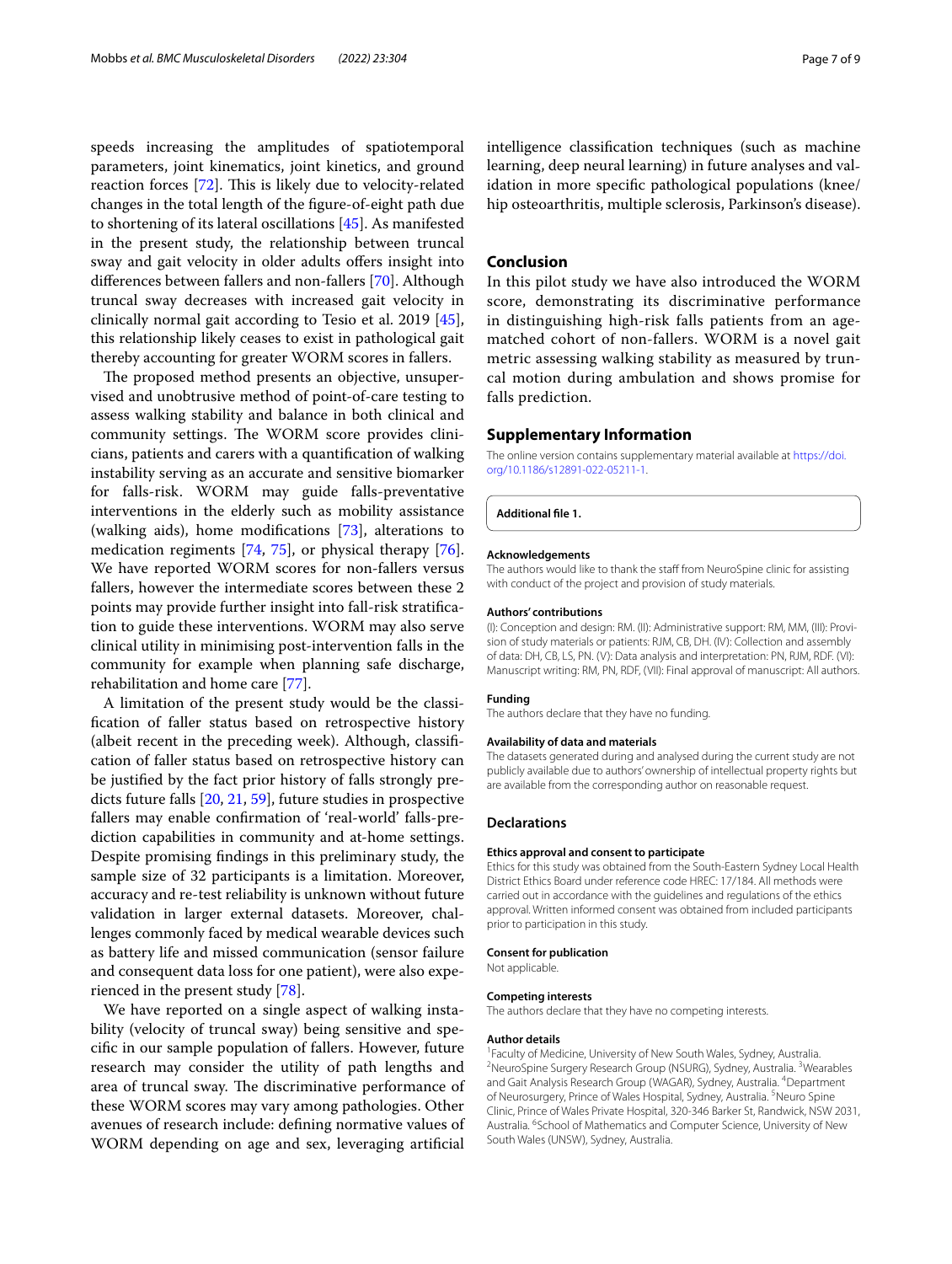speeds increasing the amplitudes of spatiotemporal parameters, joint kinematics, joint kinetics, and ground reaction forces [72]. This is likely due to velocity-related changes in the total length of the figure-of-eight path due to shortening of its lateral oscillations [45]. As manifested in the present study, the relationship between truncal sway and gait velocity in older adults offers insight into differences between fallers and non-fallers [70]. Although truncal sway decreases with increased gait velocity in clinically normal gait according to Tesio et al. 2019 [45], this relationship likely ceases to exist in pathological gait thereby accounting for greater WORM scores in fallers.

The proposed method presents an objective, unsupervised and unobtrusive method of point-of-care testing to assess walking stability and balance in both clinical and community settings. The WORM score provides clinicians, patients and carers with a quantification of walking instability serving as an accurate and sensitive biomarker for falls-risk. WORM may guide falls-preventative interventions in the elderly such as mobility assistance (walking aids), home modifications [73], alterations to medication regiments [74, 75], or physical therapy [76]. We have reported WORM scores for non-fallers versus fallers, however the intermediate scores between these 2 points may provide further insight into fall-risk stratification to guide these interventions. WORM may also serve clinical utility in minimising post-intervention falls in the community for example when planning safe discharge, rehabilitation and home care [77].

A limitation of the present study would be the classification of faller status based on retrospective history (albeit recent in the preceding week). Although, classification of faller status based on retrospective history can be justified by the fact prior history of falls strongly predicts future falls [20, 21, 59], future studies in prospective fallers may enable confirmation of 'real-world' falls-prediction capabilities in community and at-home settings. Despite promising findings in this preliminary study, the sample size of 32 participants is a limitation. Moreover, accuracy and re-test reliability is unknown without future validation in larger external datasets. Moreover, challenges commonly faced by medical wearable devices such as battery life and missed communication (sensor failure and consequent data loss for one patient), were also experienced in the present study [78].

We have reported on a single aspect of walking instability (velocity of truncal sway) being sensitive and specific in our sample population of fallers. However, future research may consider the utility of path lengths and area of truncal sway. The discriminative performance of these WORM scores may vary among pathologies. Other avenues of research include: defining normative values of WORM depending on age and sex, leveraging artificial intelligence classification techniques (such as machine learning, deep neural learning) in future analyses and validation in more specific pathological populations (knee/hip osteoarthritis, multiple sclerosis, Parkinson's disease).

## Conclusion

In this pilot study we have also introduced the WORM score, demonstrating its discriminative performance in distinguishing high-risk falls patients from an age-matched cohort of non-fallers. WORM is a novel gait metric assessing walking stability as measured by truncal motion during ambulation and shows promise for falls prediction.

## Supplementary Information

The online version contains supplementary material available at https://doi.org/10.1186/s12891-022-05211-1.

**Additional file 1.**

#### Acknowledgements

The authors would like to thank the staff from NeuroSpine clinic for assisting with conduct of the project and provision of study materials.

#### Authors' contributions

(I): Conception and design: RM. (II): Administrative support: RM, MM, (III): Provision of study materials or patients: RJM, CB, DH. (IV): Collection and assembly of data: DH, CB, LS, PN. (V): Data analysis and interpretation: PN, RJM, RDF. (VI): Manuscript writing: RM, PN, RDF, (VII): Final approval of manuscript: All authors.

#### Funding

The authors declare that they have no funding.

#### Availability of data and materials

The datasets generated during and analysed during the current study are not publicly available due to authors' ownership of intellectual property rights but are available from the corresponding author on reasonable request.

### Declarations

#### Ethics approval and consent to participate

Ethics for this study was obtained from the South-Eastern Sydney Local Health District Ethics Board under reference code HREC: 17/184. All methods were carried out in accordance with the guidelines and regulations of the ethics approval. Written informed consent was obtained from included participants prior to participation in this study.

#### Consent for publication

Not applicable.

#### Competing interests

The authors declare that they have no competing interests.

#### Author details

[1] Faculty of Medicine, University of New South Wales, Sydney, Australia. [2] NeuroSpine Surgery Research Group (NSURG), Sydney, Australia. [3] Wearables and Gait Analysis Research Group (WAGAR), Sydney, Australia. [4] Department of Neurosurgery, Prince of Wales Hospital, Sydney, Australia. [5] Neuro Spine Clinic, Prince of Wales Private Hospital, 320-346 Barker St, Randwick, NSW 2031, Australia. [6] School of Mathematics and Computer Science, University of New South Wales (UNSW), Sydney, Australia.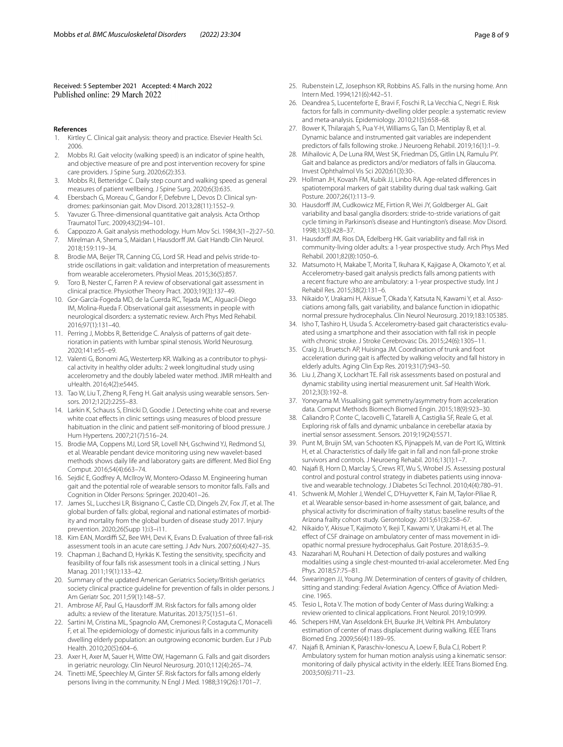Received: 5 September 2021 Accepted: 4 March 2022
Published online: 29 March 2022

## References

1. Kirtley C. Clinical gait analysis: theory and practice. Elsevier Health Sci. 2006.
2. Mobbs RJ. Gait velocity (walking speed) is an indicator of spine health, and objective measure of pre and post intervention recovery for spine care providers. J Spine Surg. 2020;6(2):353.
3. Mobbs RJ, Betteridge C. Daily step count and walking speed as general measures of patient wellbeing. J Spine Surg. 2020;6(3):635.
4. Ebersbach G, Moreau C, Gandor F, Defebvre L, Devos D. Clinical syndromes: parkinsonian gait. Mov Disord. 2013;28(11):1552–9.
5. Yavuzer G. Three-dimensional quantitative gait analysis. Acta Orthop Traumatol Turc. 2009;43(2):94–101.
6. Cappozzo A. Gait analysis methodology. Hum Mov Sci. 1984;3(1–2):27–50.
7. Mirelman A, Shema S, Maidan I, Hausdorff JM. Gait Handb Clin Neurol. 2018;159:119–34.
8. Brodie MA, Beijer TR, Canning CG, Lord SR. Head and pelvis stride-to-stride oscillations in gait: validation and interpretation of measurements from wearable accelerometers. Physiol Meas. 2015;36(5):857.
9. Toro B, Nester C, Farren P. A review of observational gait assessment in clinical practice. Physiother Theory Pract. 2003;19(3):137–49.
10. Gor-García-Fogeda MD, de la Cuerda RC, Tejada MC, Alguacil-Diego IM, Molina-Rueda F. Observational gait assessments in people with neurological disorders: a systematic review. Arch Phys Med Rehabil. 2016;97(1):131–40.
11. Perring J, Mobbs R, Betteridge C. Analysis of patterns of gait deterioration in patients with lumbar spinal stenosis. World Neurosurg. 2020;141:e55–e9.
12. Valenti G, Bonomi AG, Westerterp KR. Walking as a contributor to physical activity in healthy older adults: 2 week longitudinal study using accelerometry and the doubly labeled water method. JMIR mHealth and uHealth. 2016;4(2):e5445.
13. Tao W, Liu T, Zheng R, Feng H. Gait analysis using wearable sensors. Sensors. 2012;12(2):2255–83.
14. Larkin K, Schauss S, Elnicki D, Goodie J. Detecting white coat and reverse white coat effects in clinic settings using measures of blood pressure habituation in the clinic and patient self-monitoring of blood pressure. J Hum Hypertens. 2007;21(7):516–24.
15. Brodie MA, Coppens MJ, Lord SR, Lovell NH, Gschwind YJ, Redmond SJ, et al. Wearable pendant device monitoring using new wavelet-based methods shows daily life and laboratory gaits are different. Med Biol Eng Comput. 2016;54(4):663–74.
16. Sejdić E, Godfrey A, McIlroy W, Montero-Odasso M. Engineering human gait and the potential role of wearable sensors to monitor falls. Falls and Cognition in Older Persons: Springer. 2020:401–26.
17. James SL, Lucchesi LR, Bisignano C, Castle CD, Dingels ZV, Fox JT, et al. The global burden of falls: global, regional and national estimates of morbidity and mortality from the global burden of disease study 2017. Injury prevention. 2020;26(Supp 1):i3–i11.
18. Kim EAN, Mordiffi SZ, Bee WH, Devi K, Evans D. Evaluation of three fall-risk assessment tools in an acute care setting. J Adv Nurs. 2007;60(4):427–35.
19. Chapman J, Bachand D, Hyrkäs K. Testing the sensitivity, specificity and feasibility of four falls risk assessment tools in a clinical setting. J Nurs Manag. 2011;19(1):133–42.
20. Summary of the updated American Geriatrics Society/British geriatrics society clinical practice guideline for prevention of falls in older persons. J Am Geriatr Soc. 2011;59(1):148–57.
21. Ambrose AF, Paul G, Hausdorff JM. Risk factors for falls among older adults: a review of the literature. Maturitas. 2013;75(1):51–61.
22. Sartini M, Cristina ML, Spagnolo AM, Cremonesi P, Costaguta C, Monacelli F, et al. The epidemiology of domestic injurious falls in a community dwelling elderly population: an outgrowing economic burden. Eur J Pub Health. 2010;20(5):604–6.
23. Axer H, Axer M, Sauer H, Witte OW, Hagemann G. Falls and gait disorders in geriatric neurology. Clin Neurol Neurosurg. 2010;112(4):265–74.
24. Tinetti ME, Speechley M, Ginter SF. Risk factors for falls among elderly persons living in the community. N Engl J Med. 1988;319(26):1701–7.
25. Rubenstein LZ, Josephson KR, Robbins AS. Falls in the nursing home. Ann Intern Med. 1994;121(6):442–51.
26. Deandrea S, Lucenteforte E, Bravi F, Foschi R, La Vecchia C, Negri E. Risk factors for falls in community-dwelling older people: a systematic review and meta-analysis. Epidemiology. 2010;21(5):658–68.
27. Bower K, Thilarajah S, Pua Y-H, Williams G, Tan D, Mentiplay B, et al. Dynamic balance and instrumented gait variables are independent predictors of falls following stroke. J Neuroeng Rehabil. 2019;16(1):1–9.
28. Mihailovic A, De Luna RM, West SK, Friedman DS, Gitlin LN, Ramulu PY. Gait and balance as predictors and/or mediators of falls in Glaucoma. Invest Ophthalmol Vis Sci 2020;61(3):30-.
29. Hollman JH, Kovash FM, Kubik JJ, Linbo RA. Age-related differences in spatiotemporal markers of gait stability during dual task walking. Gait Posture. 2007;26(1):113–9.
30. Hausdorff JM, Cudkowicz ME, Firtion R, Wei JY, Goldberger AL. Gait variability and basal ganglia disorders: stride-to-stride variations of gait cycle timing in Parkinson's disease and Huntington's disease. Mov Disord. 1998;13(3):428–37.
31. Hausdorff JM, Rios DA, Edelberg HK. Gait variability and fall risk in community-living older adults: a 1-year prospective study. Arch Phys Med Rehabil. 2001;82(8):1050–6.
32. Matsumoto H, Makabe T, Morita T, Ikuhara K, Kajigase A, Okamoto Y, et al. Accelerometry-based gait analysis predicts falls among patients with a recent fracture who are ambulatory: a 1-year prospective study. Int J Rehabil Res. 2015;38(2):131–6.
33. Nikaido Y, Urakami H, Akisue T, Okada Y, Katsuta N, Kawami Y, et al. Associations among falls, gait variability, and balance function in idiopathic normal pressure hydrocephalus. Clin Neurol Neurosurg. 2019;183:105385.
34. Isho T, Tashiro H, Usuda S. Accelerometry-based gait characteristics evaluated using a smartphone and their association with fall risk in people with chronic stroke. J Stroke Cerebrovasc Dis. 2015;24(6):1305–11.
35. Craig JJ, Bruetsch AP, Huisinga JM. Coordination of trunk and foot acceleration during gait is affected by walking velocity and fall history in elderly adults. Aging Clin Exp Res. 2019;31(7):943–50.
36. Liu J, Zhang X, Lockhart TE. Fall risk assessments based on postural and dynamic stability using inertial measurement unit. Saf Health Work. 2012;3(3):192–8.
37. Yoneyama M. Visualising gait symmetry/asymmetry from acceleration data. Comput Methods Biomech Biomed Engin. 2015;18(9):923–30.
38. Caliandro P, Conte C, Iacovelli C, Tatarelli A, Castiglia SF, Reale G, et al. Exploring risk of falls and dynamic unbalance in cerebellar ataxia by inertial sensor assessment. Sensors. 2019;19(24):5571.
39. Punt M, Bruijn SM, van Schooten KS, Pijnappels M, van de Port IG, Wittink H, et al. Characteristics of daily life gait in fall and non fall-prone stroke survivors and controls. J Neuroeng Rehabil. 2016;13(1):1–7.
40. Najafi B, Horn D, Marclay S, Crews RT, Wu S, Wrobel JS. Assessing postural control and postural control strategy in diabetes patients using innovative and wearable technology. J Diabetes Sci Technol. 2010;4(4):780–91.
41. Schwenk M, Mohler J, Wendel C, D'Huyvetter K, Fain M, Taylor-Piliae R, et al. Wearable sensor-based in-home assessment of gait, balance, and physical activity for discrimination of frailty status: baseline results of the Arizona frailty cohort study. Gerontology. 2015;61(3):258–67.
42. Nikaido Y, Akisue T, Kajimoto Y, Ikeji T, Kawami Y, Urakami H, et al. The effect of CSF drainage on ambulatory center of mass movement in idiopathic normal pressure hydrocephalus. Gait Posture. 2018;63:5–9.
43. Nazarahari M, Rouhani H. Detection of daily postures and walking modalities using a single chest-mounted tri-axial accelerometer. Med Eng Phys. 2018;57:75–81.
44. Swearingen JJ, Young JW. Determination of centers of gravity of children, sitting and standing: Federal Aviation Agency. Office of Aviation Medicine. 1965.
45. Tesio L, Rota V. The motion of body Center of Mass during Walking: a review oriented to clinical applications. Front Neurol. 2019;10:999.
46. Schepers HM, Van Asseldonk EH, Buurke JH, Veltink PH. Ambulatory estimation of center of mass displacement during walking. IEEE Trans Biomed Eng. 2009;56(4):1189–95.
47. Najafi B, Aminian K, Paraschiv-Ionescu A, Loew F, Bula CJ, Robert P. Ambulatory system for human motion analysis using a kinematic sensor: monitoring of daily physical activity in the elderly. IEEE Trans Biomed Eng. 2003;50(6):711–23.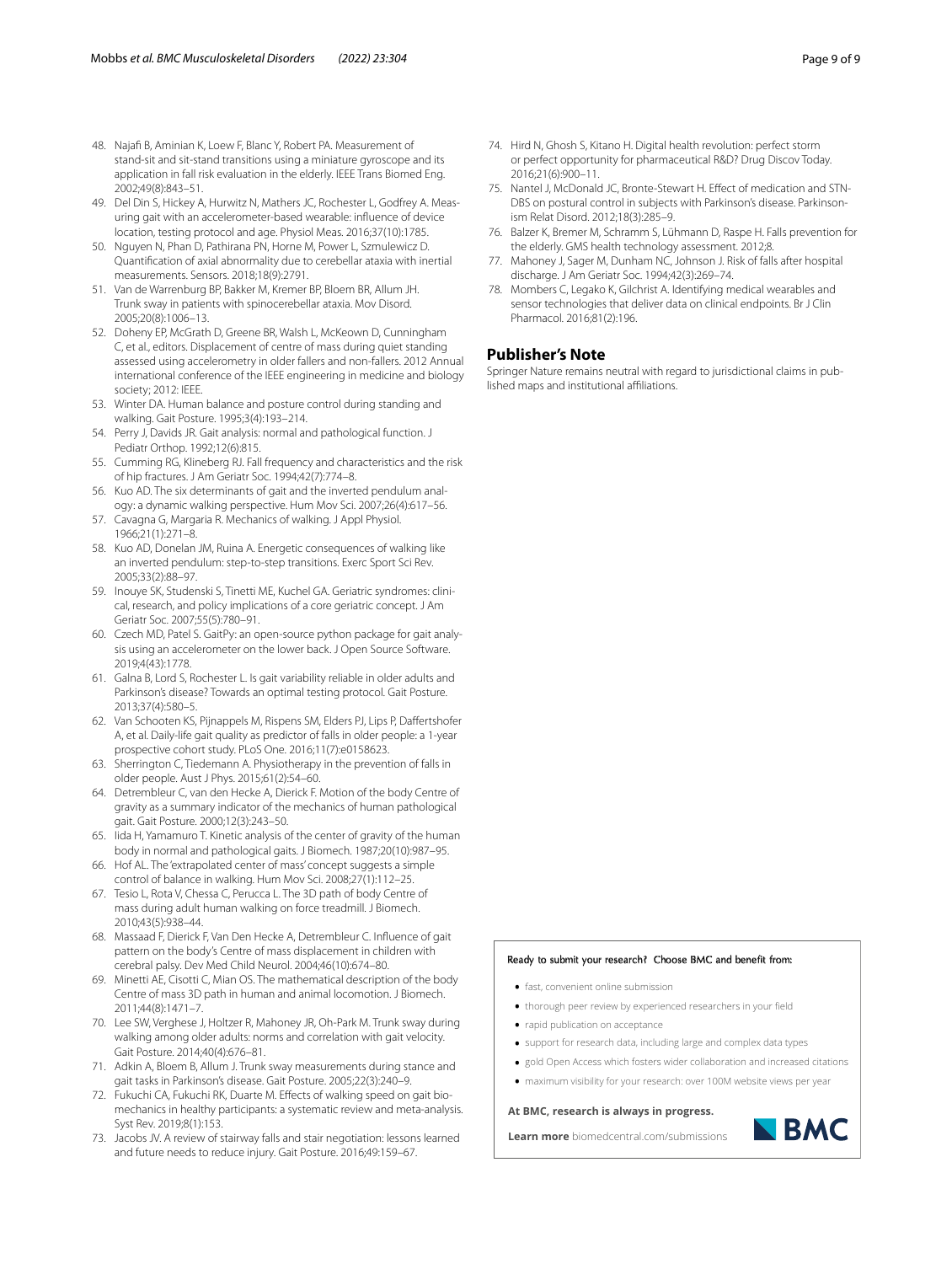48. Najafi B, Aminian K, Loew F, Blanc Y, Robert PA. Measurement of stand-sit and sit-stand transitions using a miniature gyroscope and its application in fall risk evaluation in the elderly. IEEE Trans Biomed Eng. 2002;49(8):843–51.
49. Del Din S, Hickey A, Hurwitz N, Mathers JC, Rochester L, Godfrey A. Measuring gait with an accelerometer-based wearable: influence of device location, testing protocol and age. Physiol Meas. 2016;37(10):1785.
50. Nguyen N, Phan D, Pathirana PN, Horne M, Power L, Szmulewicz D. Quantification of axial abnormality due to cerebellar ataxia with inertial measurements. Sensors. 2018;18(9):2791.
51. Van de Warrenburg BP, Bakker M, Kremer BP, Bloem BR, Allum JH. Trunk sway in patients with spinocerebellar ataxia. Mov Disord. 2005;20(8):1006–13.
52. Doheny EP, McGrath D, Greene BR, Walsh L, McKeown D, Cunningham C, et al., editors. Displacement of centre of mass during quiet standing assessed using accelerometry in older fallers and non-fallers. 2012 Annual international conference of the IEEE engineering in medicine and biology society; 2012: IEEE.
53. Winter DA. Human balance and posture control during standing and walking. Gait Posture. 1995;3(4):193–214.
54. Perry J, Davids JR. Gait analysis: normal and pathological function. J Pediatr Orthop. 1992;12(6):815.
55. Cumming RG, Klineberg RJ. Fall frequency and characteristics and the risk of hip fractures. J Am Geriatr Soc. 1994;42(7):774–8.
56. Kuo AD. The six determinants of gait and the inverted pendulum analogy: a dynamic walking perspective. Hum Mov Sci. 2007;26(4):617–56.
57. Cavagna G, Margaria R. Mechanics of walking. J Appl Physiol. 1966;21(1):271–8.
58. Kuo AD, Donelan JM, Ruina A. Energetic consequences of walking like an inverted pendulum: step-to-step transitions. Exerc Sport Sci Rev. 2005;33(2):88–97.
59. Inouye SK, Studenski S, Tinetti ME, Kuchel GA. Geriatric syndromes: clinical, research, and policy implications of a core geriatric concept. J Am Geriatr Soc. 2007;55(5):780–91.
60. Czech MD, Patel S. GaitPy: an open-source python package for gait analysis using an accelerometer on the lower back. J Open Source Software. 2019;4(43):1778.
61. Galna B, Lord S, Rochester L. Is gait variability reliable in older adults and Parkinson's disease? Towards an optimal testing protocol. Gait Posture. 2013;37(4):580–5.
62. Van Schooten KS, Pijnappels M, Rispens SM, Elders PJ, Lips P, Daffertshofer A, et al. Daily-life gait quality as predictor of falls in older people: a 1-year prospective cohort study. PLoS One. 2016;11(7):e0158623.
63. Sherrington C, Tiedemann A. Physiotherapy in the prevention of falls in older people. Aust J Phys. 2015;61(2):54–60.
64. Detrembleur C, van den Hecke A, Dierick F. Motion of the body Centre of gravity as a summary indicator of the mechanics of human pathological gait. Gait Posture. 2000;12(3):243–50.
65. Iida H, Yamamuro T. Kinetic analysis of the center of gravity of the human body in normal and pathological gaits. J Biomech. 1987;20(10):987–95.
66. Hof AL. The 'extrapolated center of mass' concept suggests a simple control of balance in walking. Hum Mov Sci. 2008;27(1):112–25.
67. Tesio L, Rota V, Chessa C, Perucca L. The 3D path of body Centre of mass during adult human walking on force treadmill. J Biomech. 2010;43(5):938–44.
68. Massaad F, Dierick F, Van Den Hecke A, Detrembleur C. Influence of gait pattern on the body's Centre of mass displacement in children with cerebral palsy. Dev Med Child Neurol. 2004;46(10):674–80.
69. Minetti AE, Cisotti C, Mian OS. The mathematical description of the body Centre of mass 3D path in human and animal locomotion. J Biomech. 2011;44(8):1471–7.
70. Lee SW, Verghese J, Holtzer R, Mahoney JR, Oh-Park M. Trunk sway during walking among older adults: norms and correlation with gait velocity. Gait Posture. 2014;40(4):676–81.
71. Adkin A, Bloem B, Allum J. Trunk sway measurements during stance and gait tasks in Parkinson's disease. Gait Posture. 2005;22(3):240–9.
72. Fukuchi CA, Fukuchi RK, Duarte M. Effects of walking speed on gait biomechanics in healthy participants: a systematic review and meta-analysis. Syst Rev. 2019;8(1):153.
73. Jacobs JV. A review of stairway falls and stair negotiation: lessons learned and future needs to reduce injury. Gait Posture. 2016;49:159–67.
74. Hird N, Ghosh S, Kitano H. Digital health revolution: perfect storm or perfect opportunity for pharmaceutical R&D? Drug Discov Today. 2016;21(6):900–11.
75. Nantel J, McDonald JC, Bronte-Stewart H. Effect of medication and STN-DBS on postural control in subjects with Parkinson's disease. Parkinsonism Relat Disord. 2012;18(3):285–9.
76. Balzer K, Bremer M, Schramm S, Lühmann D, Raspe H. Falls prevention for the elderly. GMS health technology assessment. 2012;8.
77. Mahoney J, Sager M, Dunham NC, Johnson J. Risk of falls after hospital discharge. J Am Geriatr Soc. 1994;42(3):269–74.
78. Mombers C, Legako K, Gilchrist A. Identifying medical wearables and sensor technologies that deliver data on clinical endpoints. Br J Clin Pharmacol. 2016;81(2):196.

## Publisher's Note

Springer Nature remains neutral with regard to jurisdictional claims in published maps and institutional affiliations.

Ready to submit your research? Choose BMC and benefit from:

- fast, convenient online submission
- thorough peer review by experienced researchers in your field
- rapid publication on acceptance
- support for research data, including large and complex data types
- gold Open Access which fosters wider collaboration and increased citations
- maximum visibility for your research: over 100M website views per year

**At BMC, research is always in progress.**

**Learn more** biomedcentral.com/submissions